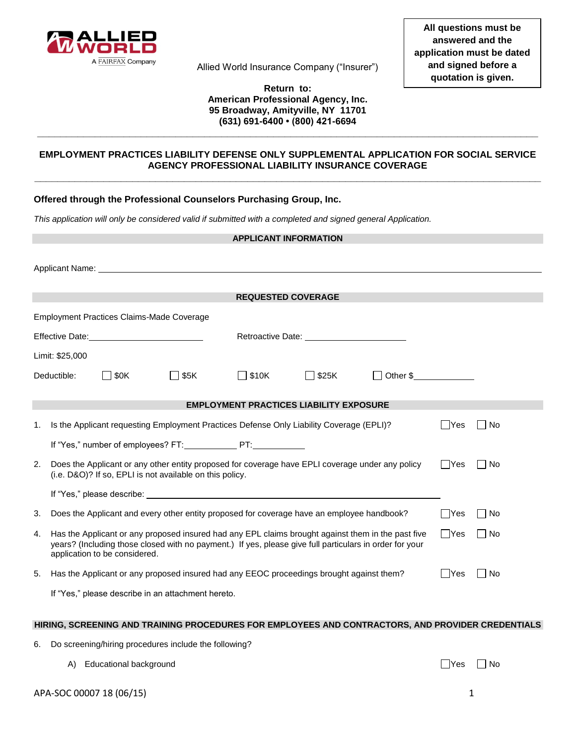ALLIED WORLD
A FAIRFAX Company

Allied World Insurance Company ("Insurer")

**All questions must be answered and the application must be dated and signed before a quotation is given.**

**Return to:**
**American Professional Agency, Inc.**
**95 Broadway, Amityville, NY 11701**
**(631) 691-6400 • (800) 421-6694**

---

## EMPLOYMENT PRACTICES LIABILITY DEFENSE ONLY SUPPLEMENTAL APPLICATION FOR SOCIAL SERVICE AGENCY PROFESSIONAL LIABILITY INSURANCE COVERAGE

---

**Offered through the Professional Counselors Purchasing Group, Inc.**

*This application will only be considered valid if submitted with a completed and signed general Application.*

### APPLICANT INFORMATION

Applicant Name: ______________________________________________

### REQUESTED COVERAGE

Employment Practices Claims-Made Coverage

Effective Date: ______________________ Retroactive Date: ______________________

Limit: $25,000

Deductible: ☐ $0K ☐ $5K ☐ $10K ☐ $25K ☐ Other $__________

### EMPLOYMENT PRACTICES LIABILITY EXPOSURE

1. Is the Applicant requesting Employment Practices Defense Only Liability Coverage (EPLI)? ☐ Yes ☐ No

   If "Yes," number of employees? FT: __________ PT: __________

2. Does the Applicant or any other entity proposed for coverage have EPLI coverage under any policy (i.e. D&O)? If so, EPLI is not available on this policy. ☐ Yes ☐ No

   If "Yes," please describe: ______________________________________________

3. Does the Applicant and every other entity proposed for coverage have an employee handbook? ☐ Yes ☐ No

4. Has the Applicant or any proposed insured had any EPL claims brought against them in the past five years? (Including those closed with no payment.) If yes, please give full particulars in order for your application to be considered. ☐ Yes ☐ No

5. Has the Applicant or any proposed insured had any EEOC proceedings brought against them? ☐ Yes ☐ No

   If "Yes," please describe in an attachment hereto.

### HIRING, SCREENING AND TRAINING PROCEDURES FOR EMPLOYEES AND CONTRACTORS, AND PROVIDER CREDENTIALS

6. Do screening/hiring procedures include the following?

   A) Educational background ☐ Yes ☐ No

APA-SOC 00007 18 (06/15)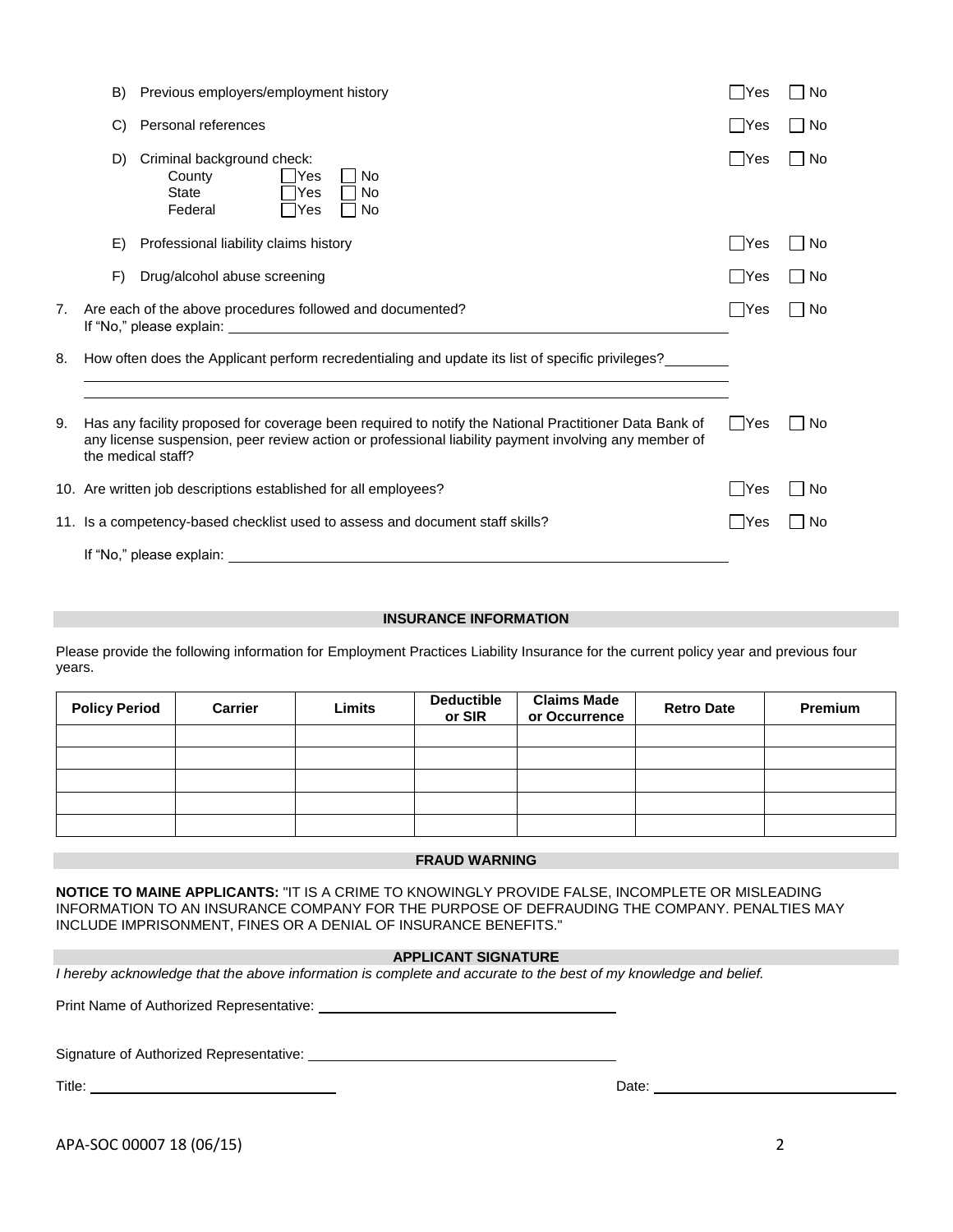B) Previous employers/employment history ☐ Yes ☐ No

C) Personal references ☐ Yes ☐ No

D) Criminal background check: ☐ Yes ☐ No
   - County ☐ Yes ☐ No
   - State ☐ Yes ☐ No
   - Federal ☐ Yes ☐ No

E) Professional liability claims history ☐ Yes ☐ No

F) Drug/alcohol abuse screening ☐ Yes ☐ No

7. Are each of the above procedures followed and documented? ☐ Yes ☐ No
   If "No," please explain: ______________________________

8. How often does the Applicant perform recredentialing and update its list of specific privileges? ________
   ______________________________
   ______________________________

9. Has any facility proposed for coverage been required to notify the National Practitioner Data Bank of any license suspension, peer review action or professional liability payment involving any member of the medical staff? ☐ Yes ☐ No

10. Are written job descriptions established for all employees? ☐ Yes ☐ No

11. Is a competency-based checklist used to assess and document staff skills? ☐ Yes ☐ No

    If "No," please explain: ______________________________

## INSURANCE INFORMATION

Please provide the following information for Employment Practices Liability Insurance for the current policy year and previous four years.

| Policy Period | Carrier | Limits | Deductible or SIR | Claims Made or Occurrence | Retro Date | Premium |
|---|---|---|---|---|---|---|
| | | | | | | |
| | | | | | | |
| | | | | | | |
| | | | | | | |
| | | | | | | |

## FRAUD WARNING

**NOTICE TO MAINE APPLICANTS:** "IT IS A CRIME TO KNOWINGLY PROVIDE FALSE, INCOMPLETE OR MISLEADING INFORMATION TO AN INSURANCE COMPANY FOR THE PURPOSE OF DEFRAUDING THE COMPANY. PENALTIES MAY INCLUDE IMPRISONMENT, FINES OR A DENIAL OF INSURANCE BENEFITS."

## APPLICANT SIGNATURE

*I hereby acknowledge that the above information is complete and accurate to the best of my knowledge and belief.*

Print Name of Authorized Representative: ______________________________

Signature of Authorized Representative: ______________________________

Title: ______________________________ Date: ______________________________

APA-SOC 00007 18 (06/15)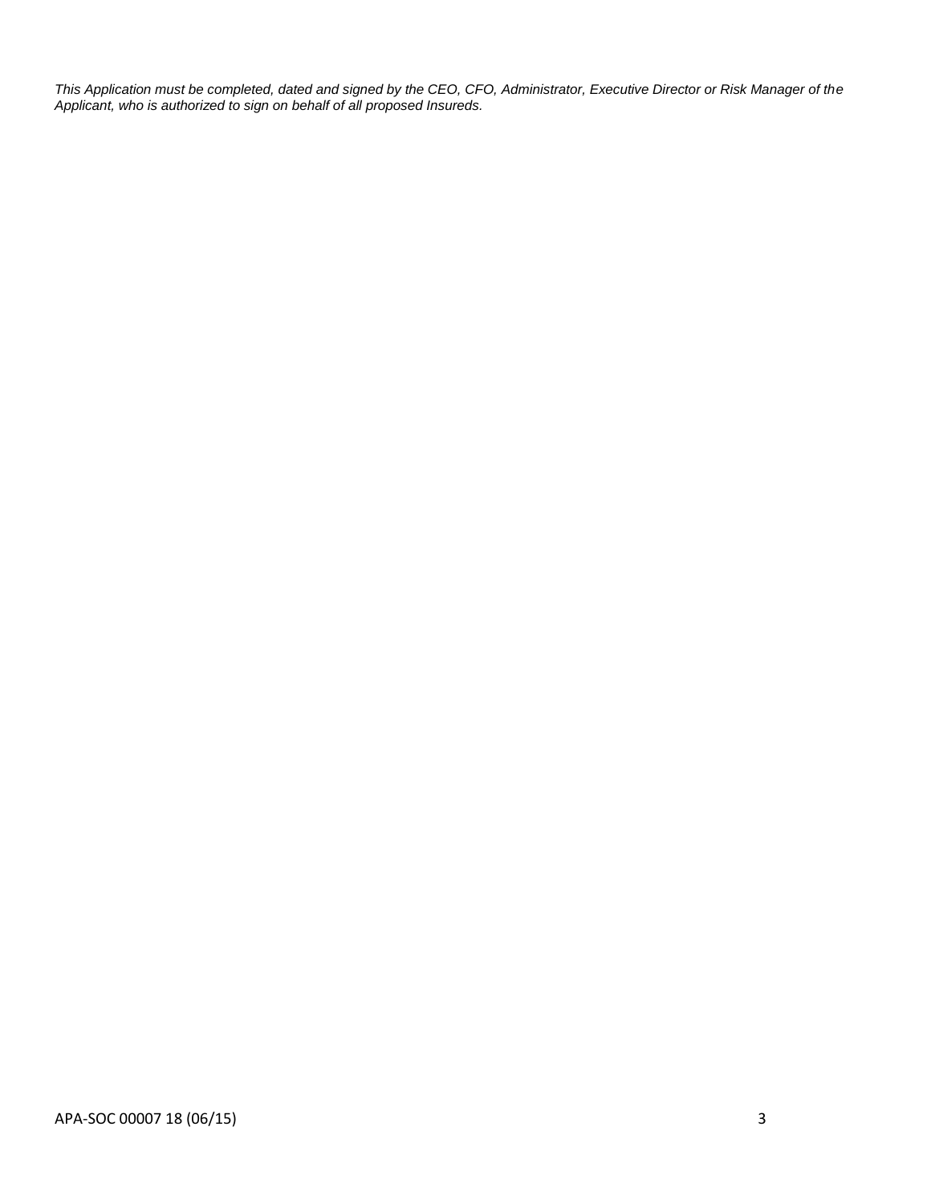*This Application must be completed, dated and signed by the CEO, CFO, Administrator, Executive Director or Risk Manager of the Applicant, who is authorized to sign on behalf of all proposed Insureds.*